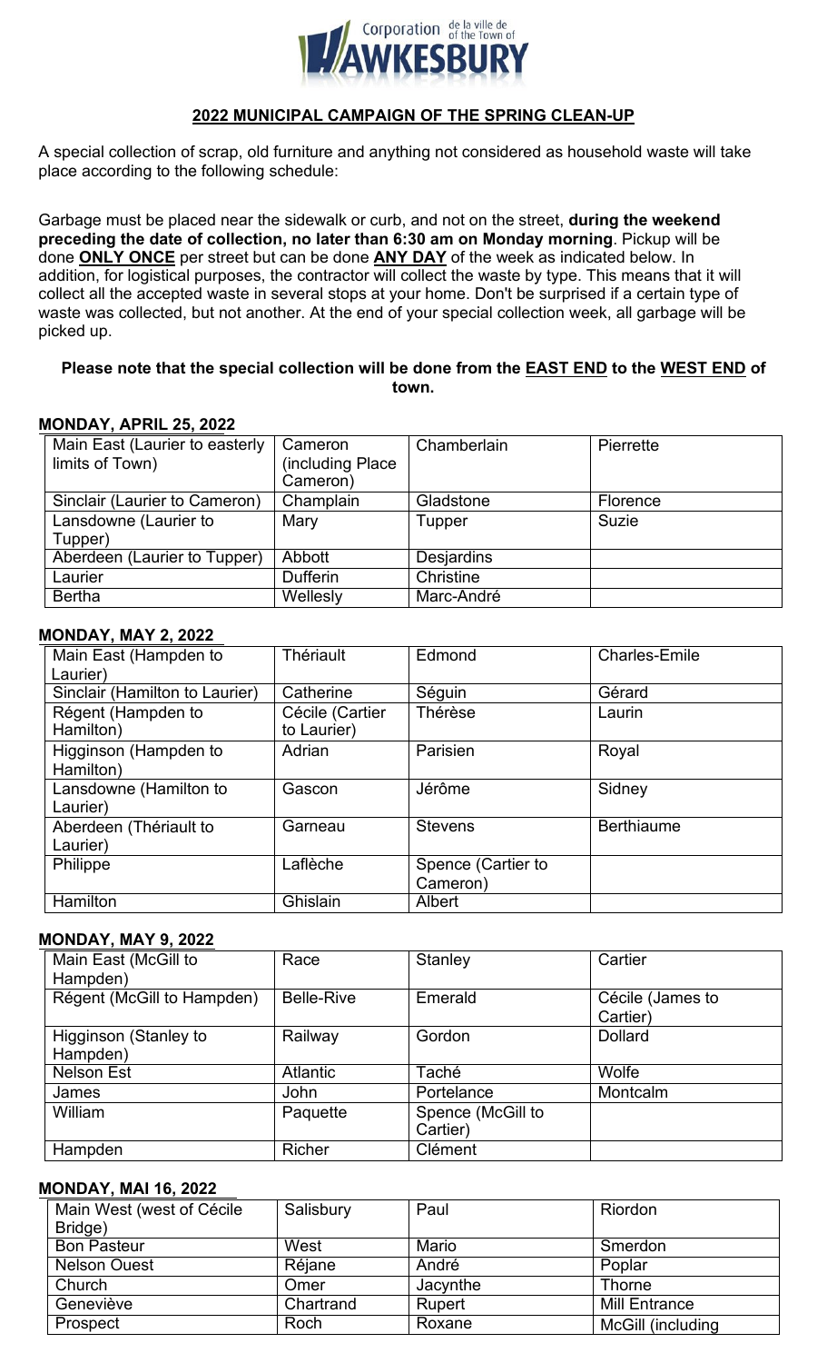Corporation de la ville de / of the Town of HAWKESBURY

## 2022 MUNICIPAL CAMPAIGN OF THE SPRING CLEAN-UP

A special collection of scrap, old furniture and anything not considered as household waste will take place according to the following schedule:

Garbage must be placed near the sidewalk or curb, and not on the street, **during the weekend preceding the date of collection, no later than 6:30 am on Monday morning**. Pickup will be done **ONLY ONCE** per street but can be done **ANY DAY** of the week as indicated below. In addition, for logistical purposes, the contractor will collect the waste by type. This means that it will collect all the accepted waste in several stops at your home. Don't be surprised if a certain type of waste was collected, but not another. At the end of your special collection week, all garbage will be picked up.

**Please note that the special collection will be done from the EAST END to the WEST END of town.**

### MONDAY, APRIL 25, 2022

| | | | |
|---|---|---|---|
| Main East (Laurier to easterly limits of Town) | Cameron (including Place Cameron) | Chamberlain | Pierrette |
| Sinclair (Laurier to Cameron) | Champlain | Gladstone | Florence |
| Lansdowne (Laurier to Tupper) | Mary | Tupper | Suzie |
| Aberdeen (Laurier to Tupper) | Abbott | Desjardins | |
| Laurier | Dufferin | Christine | |
| Bertha | Wellesly | Marc-André | |

### MONDAY, MAY 2, 2022

| | | | |
|---|---|---|---|
| Main East (Hampden to Laurier) | Thériault | Edmond | Charles-Emile |
| Sinclair (Hamilton to Laurier) | Catherine | Séguin | Gérard |
| Régent (Hampden to Hamilton) | Cécile (Cartier to Laurier) | Thérèse | Laurin |
| Higginson (Hampden to Hamilton) | Adrian | Parisien | Royal |
| Lansdowne (Hamilton to Laurier) | Gascon | Jérôme | Sidney |
| Aberdeen (Thériault to Laurier) | Garneau | Stevens | Berthiaume |
| Philippe | Laflèche | Spence (Cartier to Cameron) | |
| Hamilton | Ghislain | Albert | |

### MONDAY, MAY 9, 2022

| | | | |
|---|---|---|---|
| Main East (McGill to Hampden) | Race | Stanley | Cartier |
| Régent (McGill to Hampden) | Belle-Rive | Emerald | Cécile (James to Cartier) |
| Higginson (Stanley to Hampden) | Railway | Gordon | Dollard |
| Nelson Est | Atlantic | Taché | Wolfe |
| James | John | Portelance | Montcalm |
| William | Paquette | Spence (McGill to Cartier) | |
| Hampden | Richer | Clément | |

### MONDAY, MAI 16, 2022

| | | | |
|---|---|---|---|
| Main West (west of Cécile Bridge) | Salisbury | Paul | Riordon |
| Bon Pasteur | West | Mario | Smerdon |
| Nelson Ouest | Réjane | André | Poplar |
| Church | Omer | Jacynthe | Thorne |
| Geneviève | Chartrand | Rupert | Mill Entrance |
| Prospect | Roch | Roxane | McGill (including |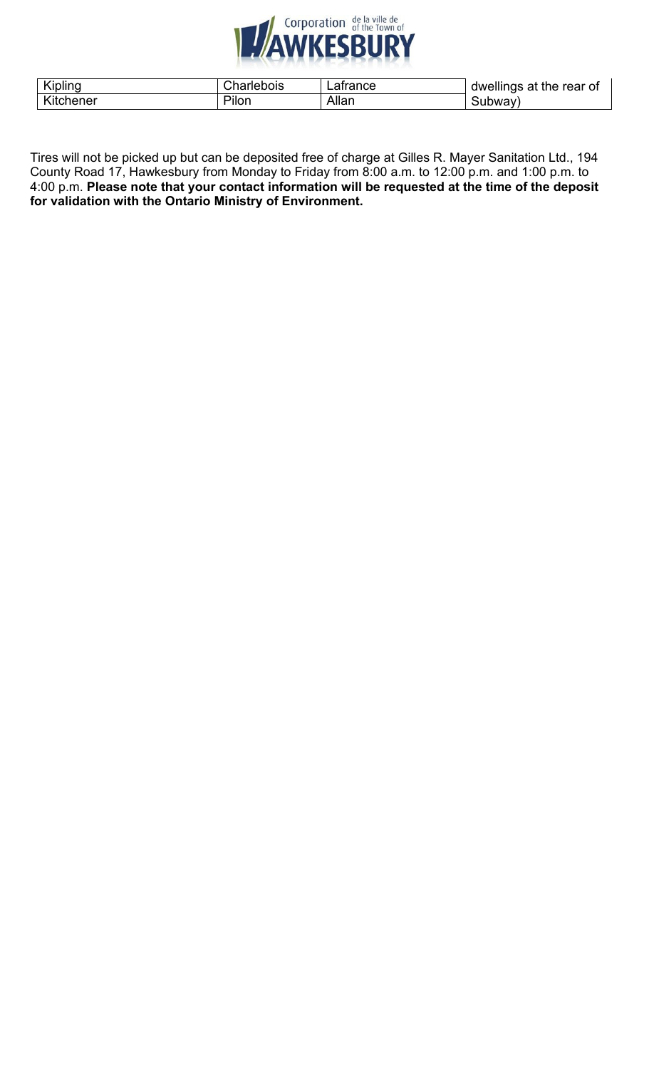| | | | |
|---|---|---|---|
| Kipling | Charlebois | Lafrance | dwellings at the rear of |
| Kitchener | Pilon | Allan | Subway) |

Tires will not be picked up but can be deposited free of charge at Gilles R. Mayer Sanitation Ltd., 194 County Road 17, Hawkesbury from Monday to Friday from 8:00 a.m. to 12:00 p.m. and 1:00 p.m. to 4:00 p.m. **Please note that your contact information will be requested at the time of the deposit for validation with the Ontario Ministry of Environment.**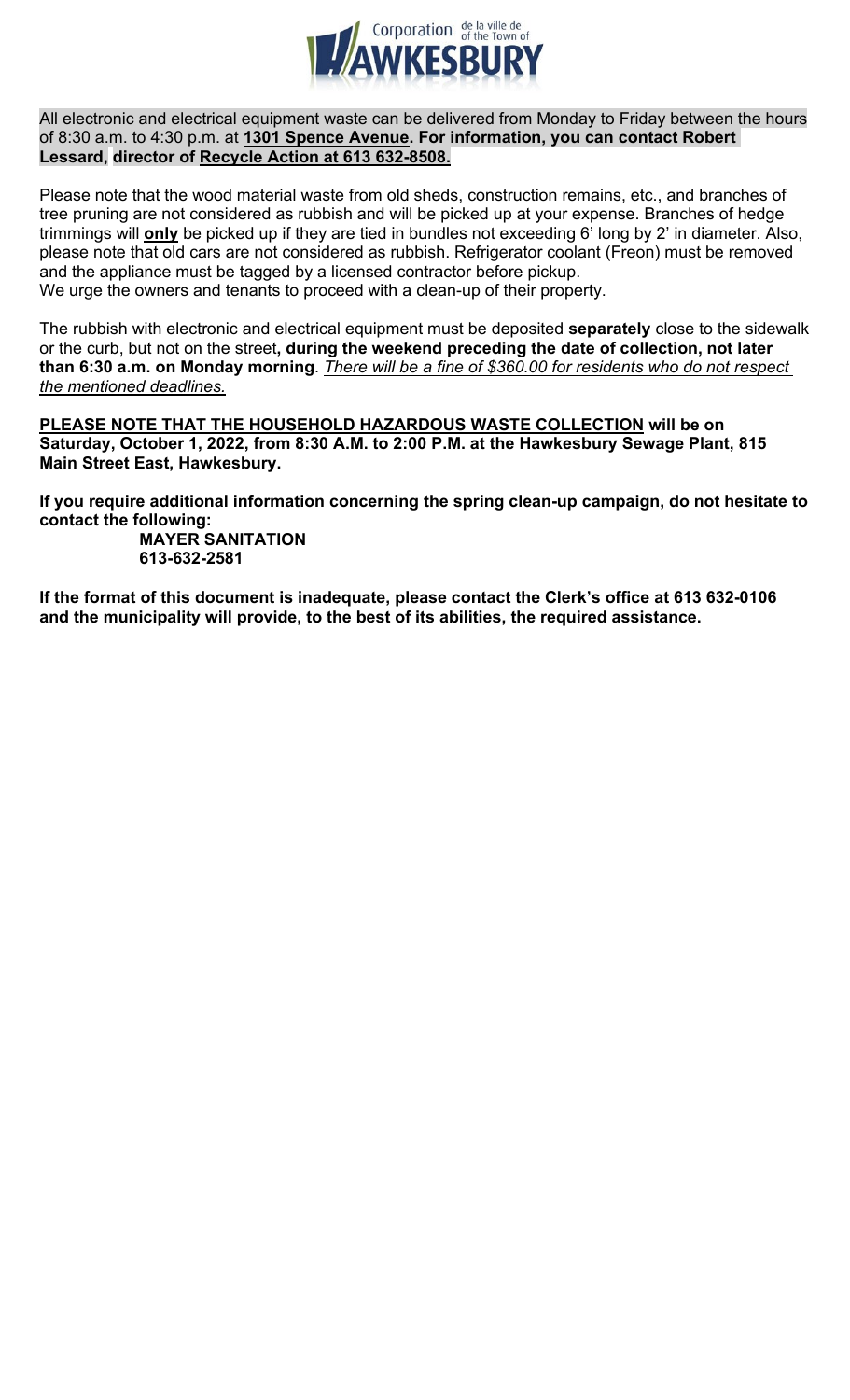All electronic and electrical equipment waste can be delivered from Monday to Friday between the hours of 8:30 a.m. to 4:30 p.m. at **1301 Spence Avenue. For information, you can contact Robert Lessard, director of Recycle Action at 613 632-8508.**

Please note that the wood material waste from old sheds, construction remains, etc., and branches of tree pruning are not considered as rubbish and will be picked up at your expense. Branches of hedge trimmings will **only** be picked up if they are tied in bundles not exceeding 6' long by 2' in diameter. Also, please note that old cars are not considered as rubbish. Refrigerator coolant (Freon) must be removed and the appliance must be tagged by a licensed contractor before pickup.
We urge the owners and tenants to proceed with a clean-up of their property.

The rubbish with electronic and electrical equipment must be deposited **separately** close to the sidewalk or the curb, but not on the street**, during the weekend preceding the date of collection, not later than 6:30 a.m. on Monday morning**. *There will be a fine of $360.00 for residents who do not respect the mentioned deadlines.*

**PLEASE NOTE THAT THE HOUSEHOLD HAZARDOUS WASTE COLLECTION will be on Saturday, October 1, 2022, from 8:30 A.M. to 2:00 P.M. at the Hawkesbury Sewage Plant, 815 Main Street East, Hawkesbury.**

**If you require additional information concerning the spring clean-up campaign, do not hesitate to contact the following:**

**MAYER SANITATION**
**613-632-2581**

**If the format of this document is inadequate, please contact the Clerk's office at 613 632-0106 and the municipality will provide, to the best of its abilities, the required assistance.**